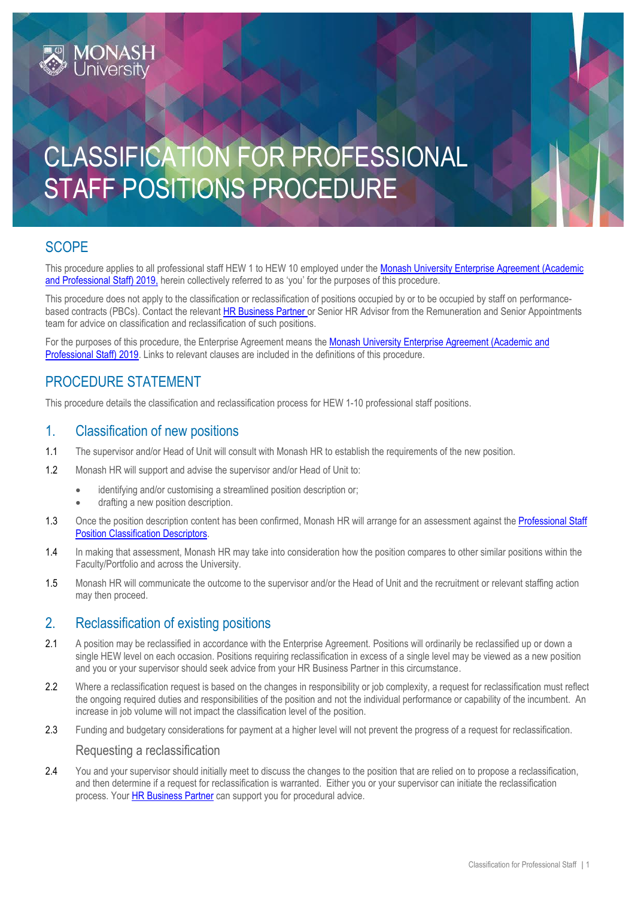# CLASSIFICATION FOR PROFESSIONAL STAFF POSITIONS PROCEDURE

## SCOPE

This procedure applies to all professional staff HEW 1 to HEW 10 employed under the Monash University Enterprise Agreement (Academic and Professional Staff) 2019, herein collectively referred to as 'you' for the purposes of this procedure.

This procedure does not apply to the classification or reclassification of positions occupied by or to be occupied by staff on performance-based contracts (PBCs). Contact the relevant HR Business Partner or Senior HR Advisor from the Remuneration and Senior Appointments team for advice on classification and reclassification of such positions.

For the purposes of this procedure, the Enterprise Agreement means the Monash University Enterprise Agreement (Academic and Professional Staff) 2019. Links to relevant clauses are included in the definitions of this procedure.

## PROCEDURE STATEMENT

This procedure details the classification and reclassification process for HEW 1-10 professional staff positions.

## 1. Classification of new positions

1.1 The supervisor and/or Head of Unit will consult with Monash HR to establish the requirements of the new position.

1.2 Monash HR will support and advise the supervisor and/or Head of Unit to:

- identifying and/or customising a streamlined position description or;
- drafting a new position description.

1.3 Once the position description content has been confirmed, Monash HR will arrange for an assessment against the Professional Staff Position Classification Descriptors.

1.4 In making that assessment, Monash HR may take into consideration how the position compares to other similar positions within the Faculty/Portfolio and across the University.

1.5 Monash HR will communicate the outcome to the supervisor and/or the Head of Unit and the recruitment or relevant staffing action may then proceed.

## 2. Reclassification of existing positions

2.1 A position may be reclassified in accordance with the Enterprise Agreement. Positions will ordinarily be reclassified up or down a single HEW level on each occasion. Positions requiring reclassification in excess of a single level may be viewed as a new position and you or your supervisor should seek advice from your HR Business Partner in this circumstance.

2.2 Where a reclassification request is based on the changes in responsibility or job complexity, a request for reclassification must reflect the ongoing required duties and responsibilities of the position and not the individual performance or capability of the incumbent. An increase in job volume will not impact the classification level of the position.

2.3 Funding and budgetary considerations for payment at a higher level will not prevent the progress of a request for reclassification.

### Requesting a reclassification

2.4 You and your supervisor should initially meet to discuss the changes to the position that are relied on to propose a reclassification, and then determine if a request for reclassification is warranted. Either you or your supervisor can initiate the reclassification process. Your HR Business Partner can support you for procedural advice.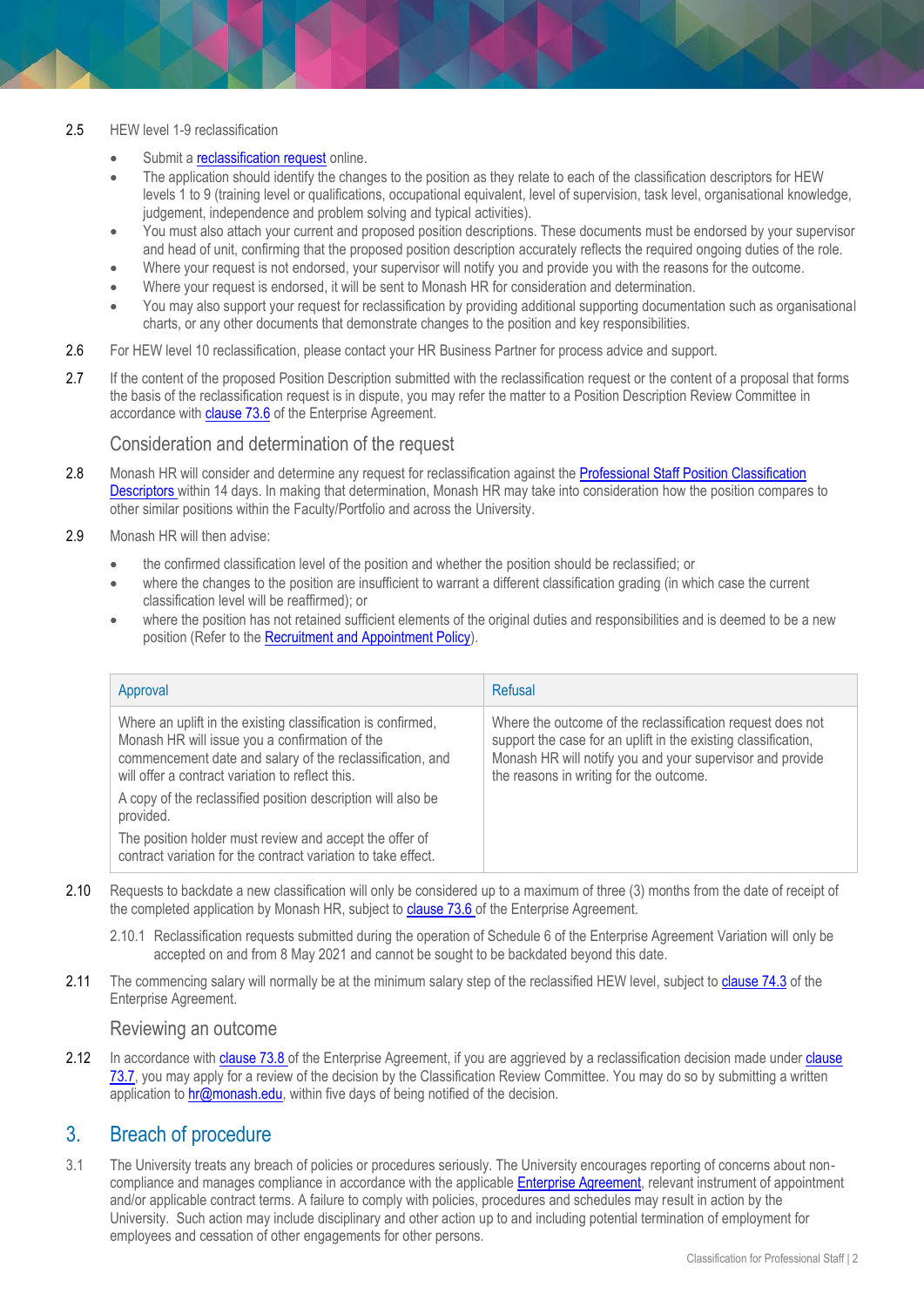2.5 HEW level 1-9 reclassification

- Submit a reclassification request online.
- The application should identify the changes to the position as they relate to each of the classification descriptors for HEW levels 1 to 9 (training level or qualifications, occupational equivalent, level of supervision, task level, organisational knowledge, judgement, independence and problem solving and typical activities).
- You must also attach your current and proposed position descriptions. These documents must be endorsed by your supervisor and head of unit, confirming that the proposed position description accurately reflects the required ongoing duties of the role.
- Where your request is not endorsed, your supervisor will notify you and provide you with the reasons for the outcome.
- Where your request is endorsed, it will be sent to Monash HR for consideration and determination.
- You may also support your request for reclassification by providing additional supporting documentation such as organisational charts, or any other documents that demonstrate changes to the position and key responsibilities.

2.6 For HEW level 10 reclassification, please contact your HR Business Partner for process advice and support.

2.7 If the content of the proposed Position Description submitted with the reclassification request or the content of a proposal that forms the basis of the reclassification request is in dispute, you may refer the matter to a Position Description Review Committee in accordance with clause 73.6 of the Enterprise Agreement.

### Consideration and determination of the request

2.8 Monash HR will consider and determine any request for reclassification against the Professional Staff Position Classification Descriptors within 14 days. In making that determination, Monash HR may take into consideration how the position compares to other similar positions within the Faculty/Portfolio and across the University.

2.9 Monash HR will then advise:

- the confirmed classification level of the position and whether the position should be reclassified; or
- where the changes to the position are insufficient to warrant a different classification grading (in which case the current classification level will be reaffirmed); or
- where the position has not retained sufficient elements of the original duties and responsibilities and is deemed to be a new position (Refer to the Recruitment and Appointment Policy).

| Approval | Refusal |
|---|---|
| Where an uplift in the existing classification is confirmed, Monash HR will issue you a confirmation of the commencement date and salary of the reclassification, and will offer a contract variation to reflect this.<br><br>A copy of the reclassified position description will also be provided.<br><br>The position holder must review and accept the offer of contract variation for the contract variation to take effect. | Where the outcome of the reclassification request does not support the case for an uplift in the existing classification, Monash HR will notify you and your supervisor and provide the reasons in writing for the outcome. |

2.10 Requests to backdate a new classification will only be considered up to a maximum of three (3) months from the date of receipt of the completed application by Monash HR, subject to clause 73.6 of the Enterprise Agreement.

2.10.1 Reclassification requests submitted during the operation of Schedule 6 of the Enterprise Agreement Variation will only be accepted on and from 8 May 2021 and cannot be sought to be backdated beyond this date.

2.11 The commencing salary will normally be at the minimum salary step of the reclassified HEW level, subject to clause 74.3 of the Enterprise Agreement.

### Reviewing an outcome

2.12 In accordance with clause 73.8 of the Enterprise Agreement, if you are aggrieved by a reclassification decision made under clause 73.7, you may apply for a review of the decision by the Classification Review Committee. You may do so by submitting a written application to hr@monash.edu, within five days of being notified of the decision.

## 3. Breach of procedure

3.1 The University treats any breach of policies or procedures seriously. The University encourages reporting of concerns about non-compliance and manages compliance in accordance with the applicable Enterprise Agreement, relevant instrument of appointment and/or applicable contract terms. A failure to comply with policies, procedures and schedules may result in action by the University. Such action may include disciplinary and other action up to and including potential termination of employment for employees and cessation of other engagements for other persons.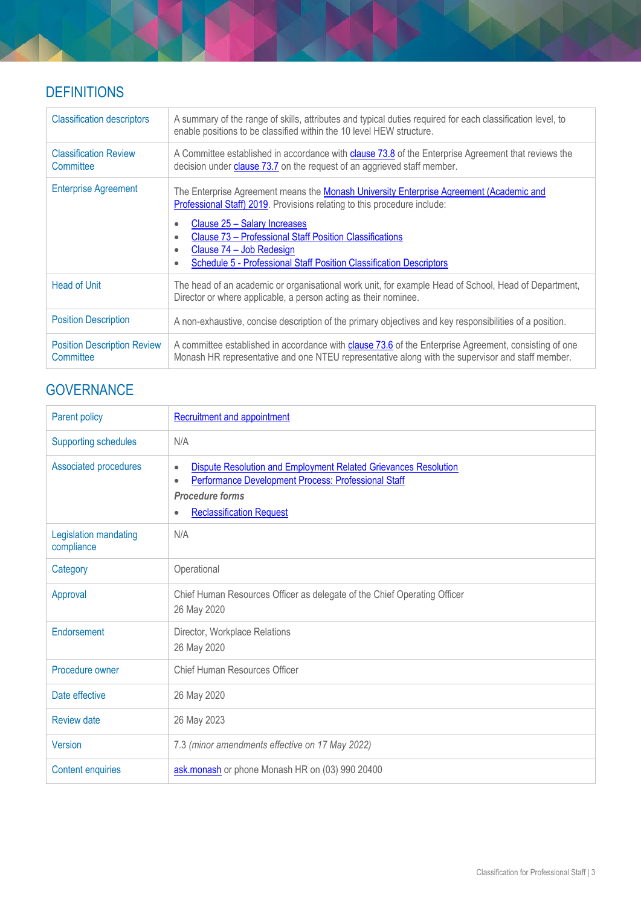## DEFINITIONS

| | |
|---|---|
| Classification descriptors | A summary of the range of skills, attributes and typical duties required for each classification level, to enable positions to be classified within the 10 level HEW structure. |
| Classification Review Committee | A Committee established in accordance with clause 73.8 of the Enterprise Agreement that reviews the decision under clause 73.7 on the request of an aggrieved staff member. |
| Enterprise Agreement | The Enterprise Agreement means the Monash University Enterprise Agreement (Academic and Professional Staff) 2019. Provisions relating to this procedure include:<br>• Clause 25 – Salary Increases<br>• Clause 73 – Professional Staff Position Classifications<br>• Clause 74 – Job Redesign<br>• Schedule 5 - Professional Staff Position Classification Descriptors |
| Head of Unit | The head of an academic or organisational work unit, for example Head of School, Head of Department, Director or where applicable, a person acting as their nominee. |
| Position Description | A non-exhaustive, concise description of the primary objectives and key responsibilities of a position. |
| Position Description Review Committee | A committee established in accordance with clause 73.6 of the Enterprise Agreement, consisting of one Monash HR representative and one NTEU representative along with the supervisor and staff member. |

## GOVERNANCE

| | |
|---|---|
| Parent policy | Recruitment and appointment |
| Supporting schedules | N/A |
| Associated procedures | • Dispute Resolution and Employment Related Grievances Resolution<br>• Performance Development Process: Professional Staff<br>***Procedure forms***<br>• Reclassification Request |
| Legislation mandating compliance | N/A |
| Category | Operational |
| Approval | Chief Human Resources Officer as delegate of the Chief Operating Officer<br>26 May 2020 |
| Endorsement | Director, Workplace Relations<br>26 May 2020 |
| Procedure owner | Chief Human Resources Officer |
| Date effective | 26 May 2020 |
| Review date | 26 May 2023 |
| Version | 7.3 *(minor amendments effective on 17 May 2022)* |
| Content enquiries | ask.monash or phone Monash HR on (03) 990 20400 |